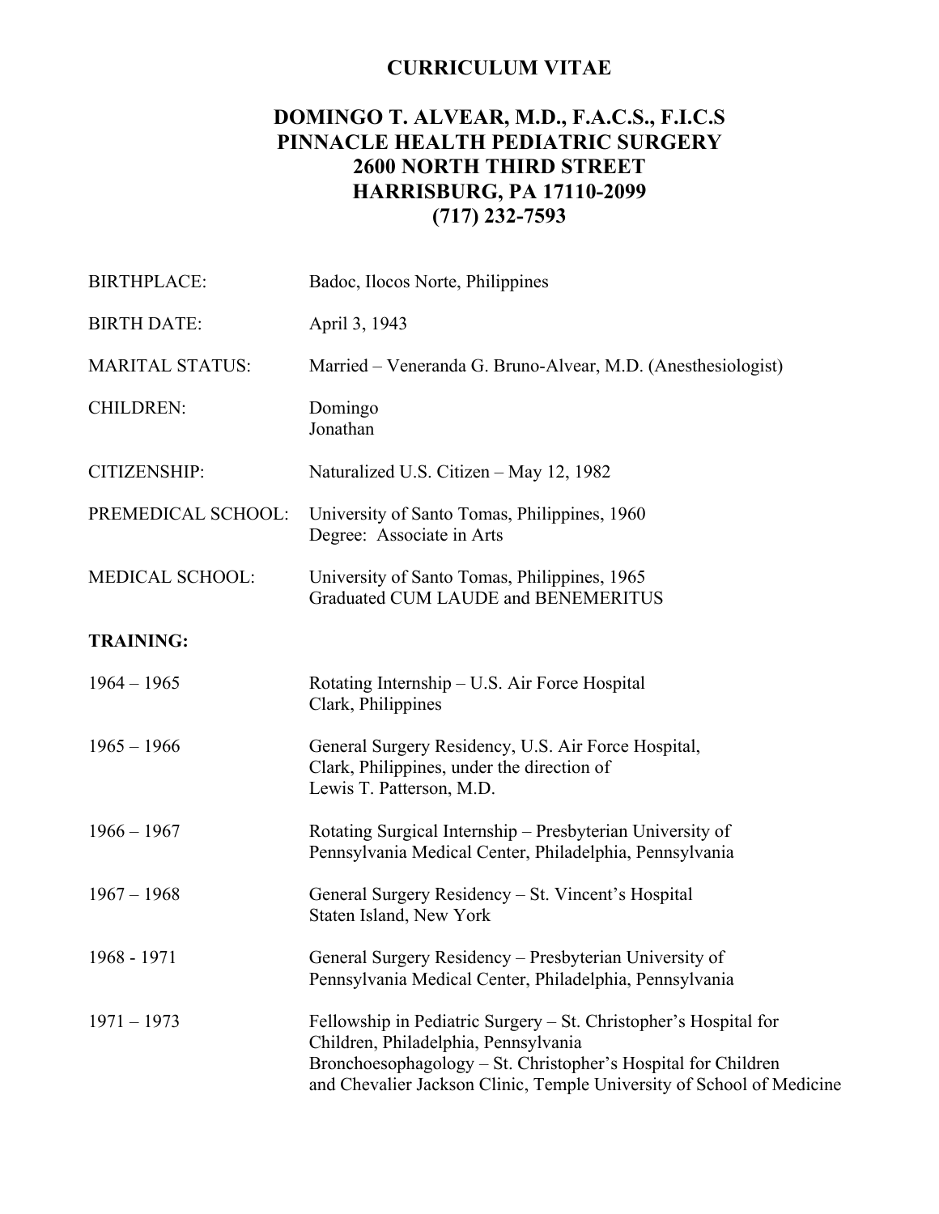# CURRICULUM VITAE

## DOMINGO T. ALVEAR, M.D., F.A.C.S., F.I.C.S
## PINNACLE HEALTH PEDIATRIC SURGERY
## 2600 NORTH THIRD STREET
## HARRISBURG, PA 17110-2099
## (717) 232-7593

| | |
|---|---|
| BIRTHPLACE: | Badoc, Ilocos Norte, Philippines |
| BIRTH DATE: | April 3, 1943 |
| MARITAL STATUS: | Married – Veneranda G. Bruno-Alvear, M.D. (Anesthesiologist) |
| CHILDREN: | Domingo<br>Jonathan |
| CITIZENSHIP: | Naturalized U.S. Citizen – May 12, 1982 |
| PREMEDICAL SCHOOL: | University of Santo Tomas, Philippines, 1960<br>Degree: Associate in Arts |
| MEDICAL SCHOOL: | University of Santo Tomas, Philippines, 1965<br>Graduated CUM LAUDE and BENEMERITUS |

**TRAINING:**

| | |
|---|---|
| 1964 – 1965 | Rotating Internship – U.S. Air Force Hospital<br>Clark, Philippines |
| 1965 – 1966 | General Surgery Residency, U.S. Air Force Hospital,<br>Clark, Philippines, under the direction of<br>Lewis T. Patterson, M.D. |
| 1966 – 1967 | Rotating Surgical Internship – Presbyterian University of<br>Pennsylvania Medical Center, Philadelphia, Pennsylvania |
| 1967 – 1968 | General Surgery Residency – St. Vincent's Hospital<br>Staten Island, New York |
| 1968 - 1971 | General Surgery Residency – Presbyterian University of<br>Pennsylvania Medical Center, Philadelphia, Pennsylvania |
| 1971 – 1973 | Fellowship in Pediatric Surgery – St. Christopher's Hospital for<br>Children, Philadelphia, Pennsylvania<br>Bronchoesophagology – St. Christopher's Hospital for Children<br>and Chevalier Jackson Clinic, Temple University of School of Medicine |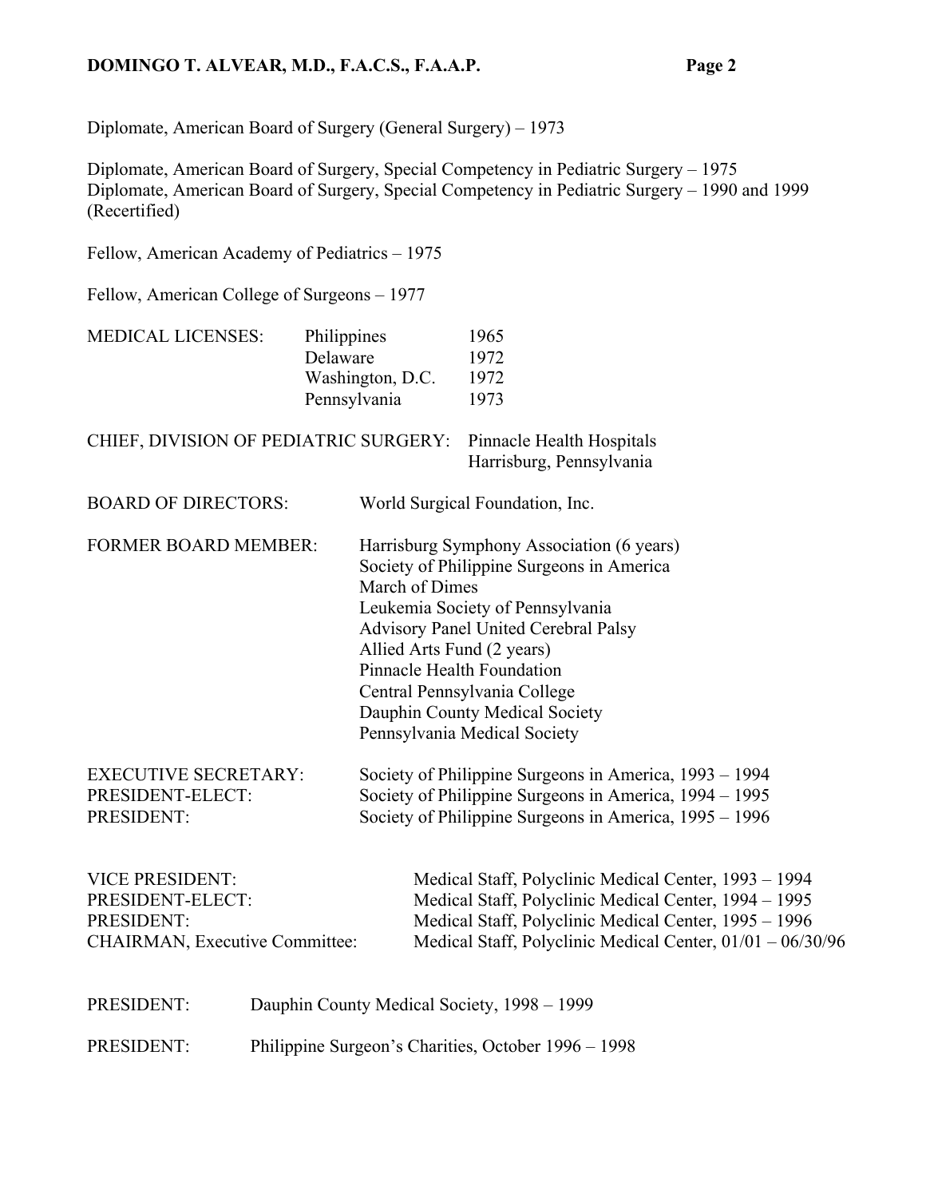Diplomate, American Board of Surgery (General Surgery) – 1973

Diplomate, American Board of Surgery, Special Competency in Pediatric Surgery – 1975
Diplomate, American Board of Surgery, Special Competency in Pediatric Surgery – 1990 and 1999 (Recertified)

Fellow, American Academy of Pediatrics – 1975

Fellow, American College of Surgeons – 1977

| MEDICAL LICENSES: | Philippines | 1965 |
|---|---|---|
| | Delaware | 1972 |
| | Washington, D.C. | 1972 |
| | Pennsylvania | 1973 |

CHIEF, DIVISION OF PEDIATRIC SURGERY: Pinnacle Health Hospitals
Harrisburg, Pennsylvania

BOARD OF DIRECTORS: World Surgical Foundation, Inc.

FORMER BOARD MEMBER:
- Harrisburg Symphony Association (6 years)
- Society of Philippine Surgeons in America
- March of Dimes
- Leukemia Society of Pennsylvania
- Advisory Panel United Cerebral Palsy
- Allied Arts Fund (2 years)
- Pinnacle Health Foundation
- Central Pennsylvania College
- Dauphin County Medical Society
- Pennsylvania Medical Society

| | |
|---|---|
| EXECUTIVE SECRETARY: | Society of Philippine Surgeons in America, 1993 – 1994 |
| PRESIDENT-ELECT: | Society of Philippine Surgeons in America, 1994 – 1995 |
| PRESIDENT: | Society of Philippine Surgeons in America, 1995 – 1996 |

| | |
|---|---|
| VICE PRESIDENT: | Medical Staff, Polyclinic Medical Center, 1993 – 1994 |
| PRESIDENT-ELECT: | Medical Staff, Polyclinic Medical Center, 1994 – 1995 |
| PRESIDENT: | Medical Staff, Polyclinic Medical Center, 1995 – 1996 |
| CHAIRMAN, Executive Committee: | Medical Staff, Polyclinic Medical Center, 01/01 – 06/30/96 |

PRESIDENT: Dauphin County Medical Society, 1998 – 1999

PRESIDENT: Philippine Surgeon's Charities, October 1996 – 1998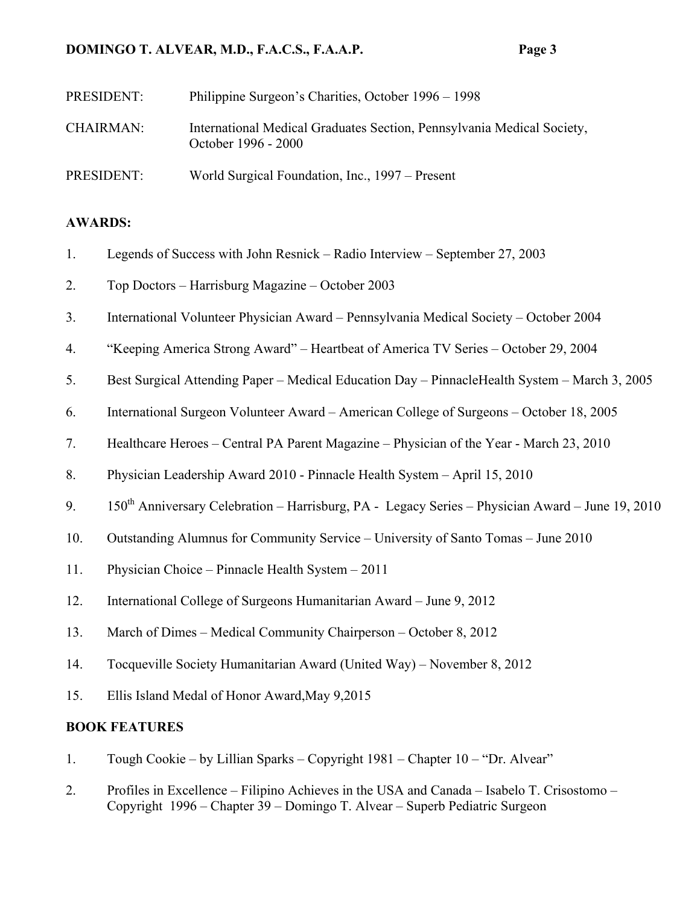PRESIDENT: Philippine Surgeon's Charities, October 1996 – 1998

CHAIRMAN: International Medical Graduates Section, Pennsylvania Medical Society, October 1996 - 2000

PRESIDENT: World Surgical Foundation, Inc., 1997 – Present

**AWARDS:**

1. Legends of Success with John Resnick – Radio Interview – September 27, 2003
2. Top Doctors – Harrisburg Magazine – October 2003
3. International Volunteer Physician Award – Pennsylvania Medical Society – October 2004
4. "Keeping America Strong Award" – Heartbeat of America TV Series – October 29, 2004
5. Best Surgical Attending Paper – Medical Education Day – PinnacleHealth System – March 3, 2005
6. International Surgeon Volunteer Award – American College of Surgeons – October 18, 2005
7. Healthcare Heroes – Central PA Parent Magazine – Physician of the Year - March 23, 2010
8. Physician Leadership Award 2010 - Pinnacle Health System – April 15, 2010
9. 150th Anniversary Celebration – Harrisburg, PA - Legacy Series – Physician Award – June 19, 2010
10. Outstanding Alumnus for Community Service – University of Santo Tomas – June 2010
11. Physician Choice – Pinnacle Health System – 2011
12. International College of Surgeons Humanitarian Award – June 9, 2012
13. March of Dimes – Medical Community Chairperson – October 8, 2012
14. Tocqueville Society Humanitarian Award (United Way) – November 8, 2012
15. Ellis Island Medal of Honor Award,May 9,2015

**BOOK FEATURES**

1. Tough Cookie – by Lillian Sparks – Copyright 1981 – Chapter 10 – "Dr. Alvear"
2. Profiles in Excellence – Filipino Achieves in the USA and Canada – Isabelo T. Crisostomo – Copyright 1996 – Chapter 39 – Domingo T. Alvear – Superb Pediatric Surgeon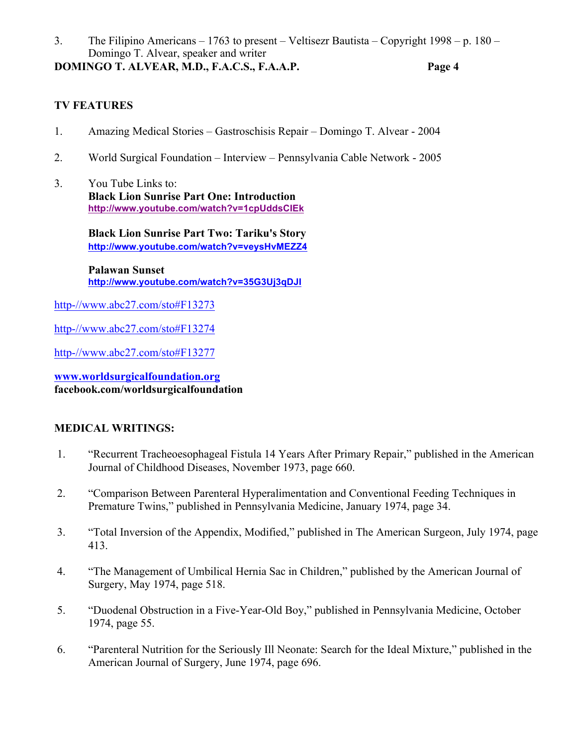3. The Filipino Americans – 1763 to present – Veltisezr Bautista – Copyright 1998 – p. 180 – Domingo T. Alvear, speaker and writer

## TV FEATURES

1. Amazing Medical Stories – Gastroschisis Repair – Domingo T. Alvear - 2004

2. World Surgical Foundation – Interview – Pennsylvania Cable Network - 2005

3. You Tube Links to:
   **Black Lion Sunrise Part One: Introduction**
   **http://www.youtube.com/watch?v=1cpUddsClEk**

   **Black Lion Sunrise Part Two: Tariku's Story**
   **http://www.youtube.com/watch?v=veysHvMEZZ4**

   **Palawan Sunset**
   **http://www.youtube.com/watch?v=35G3Uj3qDJI**

http-//www.abc27.com/sto#F13273

http-//www.abc27.com/sto#F13274

http-//www.abc27.com/sto#F13277

**www.worldsurgicalfoundation.org**
**facebook.com/worldsurgicalfoundation**

## MEDICAL WRITINGS:

1. "Recurrent Tracheoesophageal Fistula 14 Years After Primary Repair," published in the American Journal of Childhood Diseases, November 1973, page 660.

2. "Comparison Between Parenteral Hyperalimentation and Conventional Feeding Techniques in Premature Twins," published in Pennsylvania Medicine, January 1974, page 34.

3. "Total Inversion of the Appendix, Modified," published in The American Surgeon, July 1974, page 413.

4. "The Management of Umbilical Hernia Sac in Children," published by the American Journal of Surgery, May 1974, page 518.

5. "Duodenal Obstruction in a Five-Year-Old Boy," published in Pennsylvania Medicine, October 1974, page 55.

6. "Parenteral Nutrition for the Seriously Ill Neonate: Search for the Ideal Mixture," published in the American Journal of Surgery, June 1974, page 696.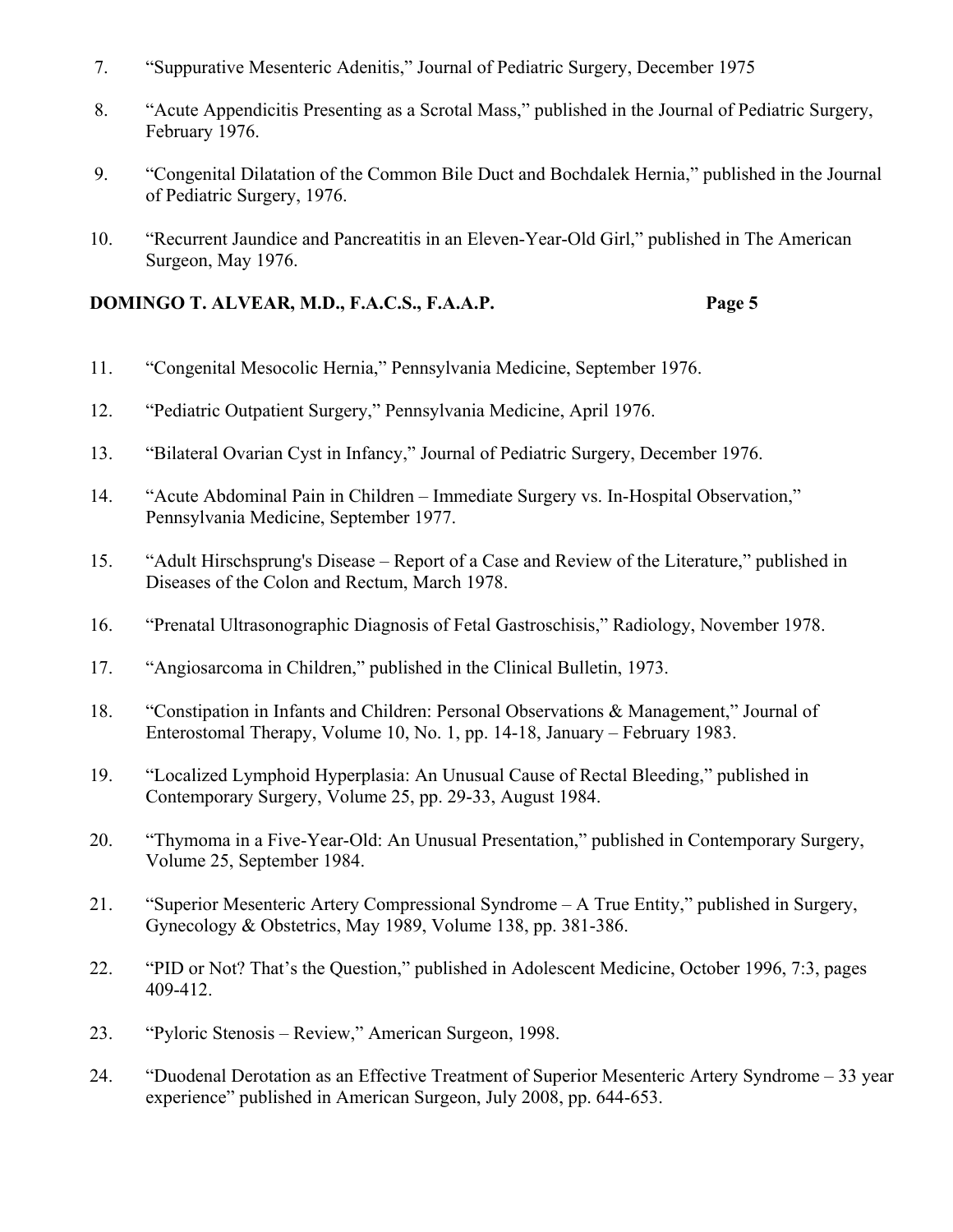7. "Suppurative Mesenteric Adenitis," Journal of Pediatric Surgery, December 1975

8. "Acute Appendicitis Presenting as a Scrotal Mass," published in the Journal of Pediatric Surgery, February 1976.

9. "Congenital Dilatation of the Common Bile Duct and Bochdalek Hernia," published in the Journal of Pediatric Surgery, 1976.

10. "Recurrent Jaundice and Pancreatitis in an Eleven-Year-Old Girl," published in The American Surgeon, May 1976.

11. "Congenital Mesocolic Hernia," Pennsylvania Medicine, September 1976.

12. "Pediatric Outpatient Surgery," Pennsylvania Medicine, April 1976.

13. "Bilateral Ovarian Cyst in Infancy," Journal of Pediatric Surgery, December 1976.

14. "Acute Abdominal Pain in Children – Immediate Surgery vs. In-Hospital Observation," Pennsylvania Medicine, September 1977.

15. "Adult Hirschsprung's Disease – Report of a Case and Review of the Literature," published in Diseases of the Colon and Rectum, March 1978.

16. "Prenatal Ultrasonographic Diagnosis of Fetal Gastroschisis," Radiology, November 1978.

17. "Angiosarcoma in Children," published in the Clinical Bulletin, 1973.

18. "Constipation in Infants and Children: Personal Observations & Management," Journal of Enterostomal Therapy, Volume 10, No. 1, pp. 14-18, January – February 1983.

19. "Localized Lymphoid Hyperplasia: An Unusual Cause of Rectal Bleeding," published in Contemporary Surgery, Volume 25, pp. 29-33, August 1984.

20. "Thymoma in a Five-Year-Old: An Unusual Presentation," published in Contemporary Surgery, Volume 25, September 1984.

21. "Superior Mesenteric Artery Compressional Syndrome – A True Entity," published in Surgery, Gynecology & Obstetrics, May 1989, Volume 138, pp. 381-386.

22. "PID or Not? That's the Question," published in Adolescent Medicine, October 1996, 7:3, pages 409-412.

23. "Pyloric Stenosis – Review," American Surgeon, 1998.

24. "Duodenal Derotation as an Effective Treatment of Superior Mesenteric Artery Syndrome – 33 year experience" published in American Surgeon, July 2008, pp. 644-653.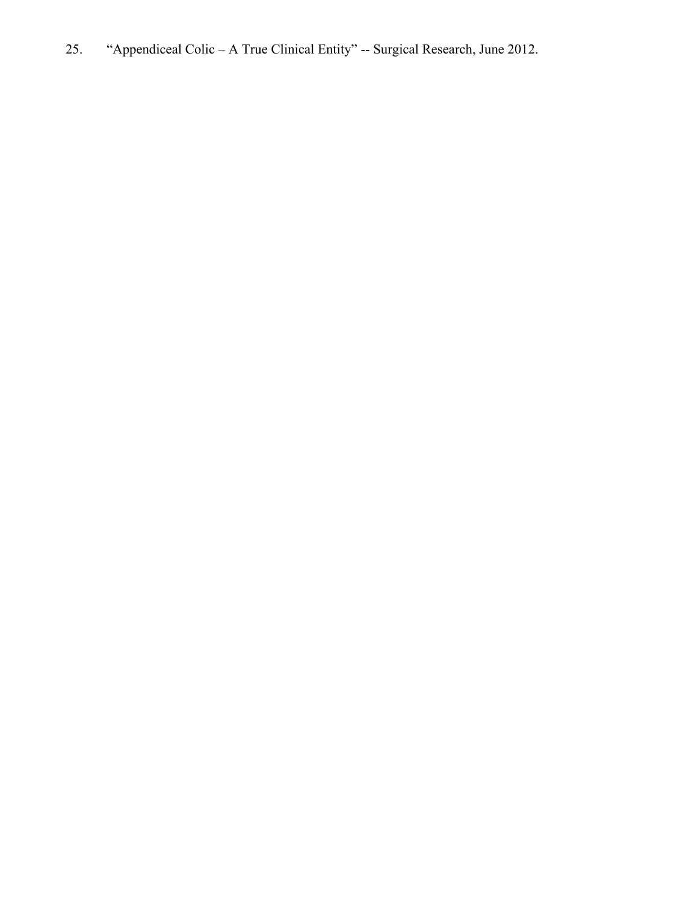25. “Appendiceal Colic – A True Clinical Entity” -- Surgical Research, June 2012.